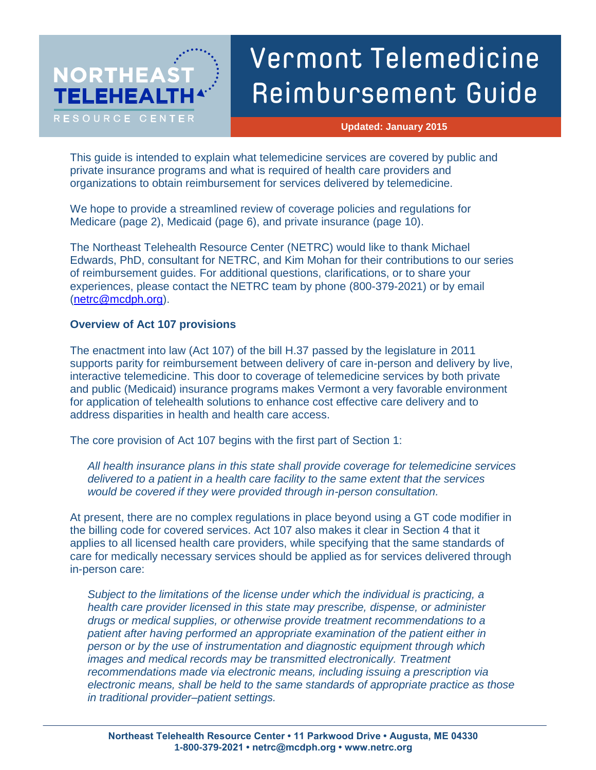NORTHEAST TELEHEALTH RESOURCE CENTER

# Vermont Telemedicine Reimbursement Guide

**Updated: January 2015**

This guide is intended to explain what telemedicine services are covered by public and private insurance programs and what is required of health care providers and organizations to obtain reimbursement for services delivered by telemedicine.

We hope to provide a streamlined review of coverage policies and regulations for Medicare (page 2), Medicaid (page 6), and private insurance (page 10).

The Northeast Telehealth Resource Center (NETRC) would like to thank Michael Edwards, PhD, consultant for NETRC, and Kim Mohan for their contributions to our series of reimbursement guides. For additional questions, clarifications, or to share your experiences, please contact the NETRC team by phone (800-379-2021) or by email (netrc@mcdph.org).

**Overview of Act 107 provisions**

The enactment into law (Act 107) of the bill H.37 passed by the legislature in 2011 supports parity for reimbursement between delivery of care in-person and delivery by live, interactive telemedicine. This door to coverage of telemedicine services by both private and public (Medicaid) insurance programs makes Vermont a very favorable environment for application of telehealth solutions to enhance cost effective care delivery and to address disparities in health and health care access.

The core provision of Act 107 begins with the first part of Section 1:

> *All health insurance plans in this state shall provide coverage for telemedicine services delivered to a patient in a health care facility to the same extent that the services would be covered if they were provided through in-person consultation.*

At present, there are no complex regulations in place beyond using a GT code modifier in the billing code for covered services. Act 107 also makes it clear in Section 4 that it applies to all licensed health care providers, while specifying that the same standards of care for medically necessary services should be applied as for services delivered through in-person care:

> *Subject to the limitations of the license under which the individual is practicing, a health care provider licensed in this state may prescribe, dispense, or administer drugs or medical supplies, or otherwise provide treatment recommendations to a patient after having performed an appropriate examination of the patient either in person or by the use of instrumentation and diagnostic equipment through which images and medical records may be transmitted electronically. Treatment recommendations made via electronic means, including issuing a prescription via electronic means, shall be held to the same standards of appropriate practice as those in traditional provider–patient settings.*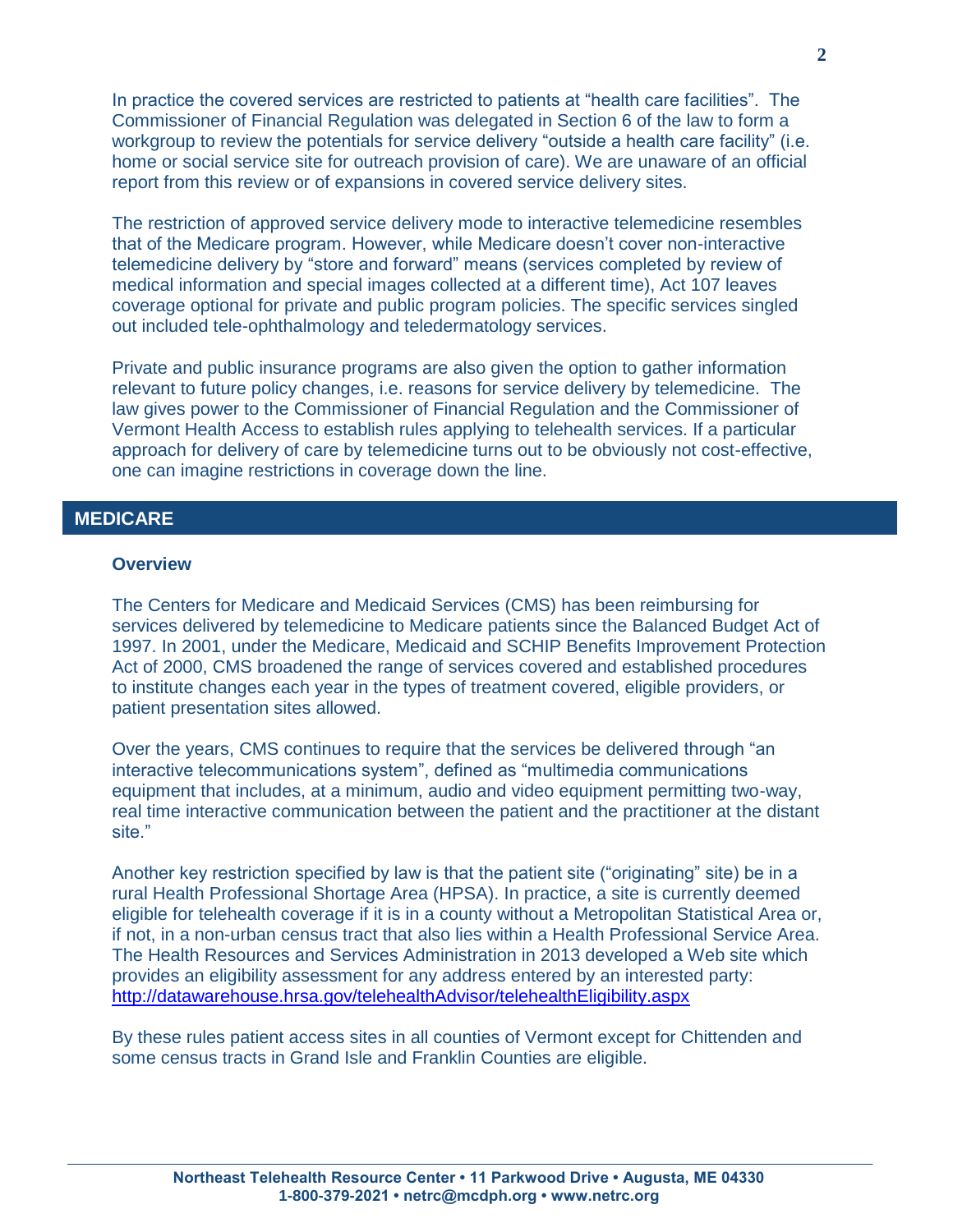In practice the covered services are restricted to patients at “health care facilities”. The Commissioner of Financial Regulation was delegated in Section 6 of the law to form a workgroup to review the potentials for service delivery “outside a health care facility” (i.e. home or social service site for outreach provision of care). We are unaware of an official report from this review or of expansions in covered service delivery sites.

The restriction of approved service delivery mode to interactive telemedicine resembles that of the Medicare program. However, while Medicare doesn’t cover non-interactive telemedicine delivery by “store and forward” means (services completed by review of medical information and special images collected at a different time), Act 107 leaves coverage optional for private and public program policies. The specific services singled out included tele-ophthalmology and teledermatology services.

Private and public insurance programs are also given the option to gather information relevant to future policy changes, i.e. reasons for service delivery by telemedicine. The law gives power to the Commissioner of Financial Regulation and the Commissioner of Vermont Health Access to establish rules applying to telehealth services. If a particular approach for delivery of care by telemedicine turns out to be obviously not cost-effective, one can imagine restrictions in coverage down the line.

## MEDICARE

### Overview

The Centers for Medicare and Medicaid Services (CMS) has been reimbursing for services delivered by telemedicine to Medicare patients since the Balanced Budget Act of 1997. In 2001, under the Medicare, Medicaid and SCHIP Benefits Improvement Protection Act of 2000, CMS broadened the range of services covered and established procedures to institute changes each year in the types of treatment covered, eligible providers, or patient presentation sites allowed.

Over the years, CMS continues to require that the services be delivered through “an interactive telecommunications system”, defined as “multimedia communications equipment that includes, at a minimum, audio and video equipment permitting two-way, real time interactive communication between the patient and the practitioner at the distant site.”

Another key restriction specified by law is that the patient site (“originating” site) be in a rural Health Professional Shortage Area (HPSA). In practice, a site is currently deemed eligible for telehealth coverage if it is in a county without a Metropolitan Statistical Area or, if not, in a non-urban census tract that also lies within a Health Professional Service Area. The Health Resources and Services Administration in 2013 developed a Web site which provides an eligibility assessment for any address entered by an interested party: http://datawarehouse.hrsa.gov/telehealthAdvisor/telehealthEligibility.aspx

By these rules patient access sites in all counties of Vermont except for Chittenden and some census tracts in Grand Isle and Franklin Counties are eligible.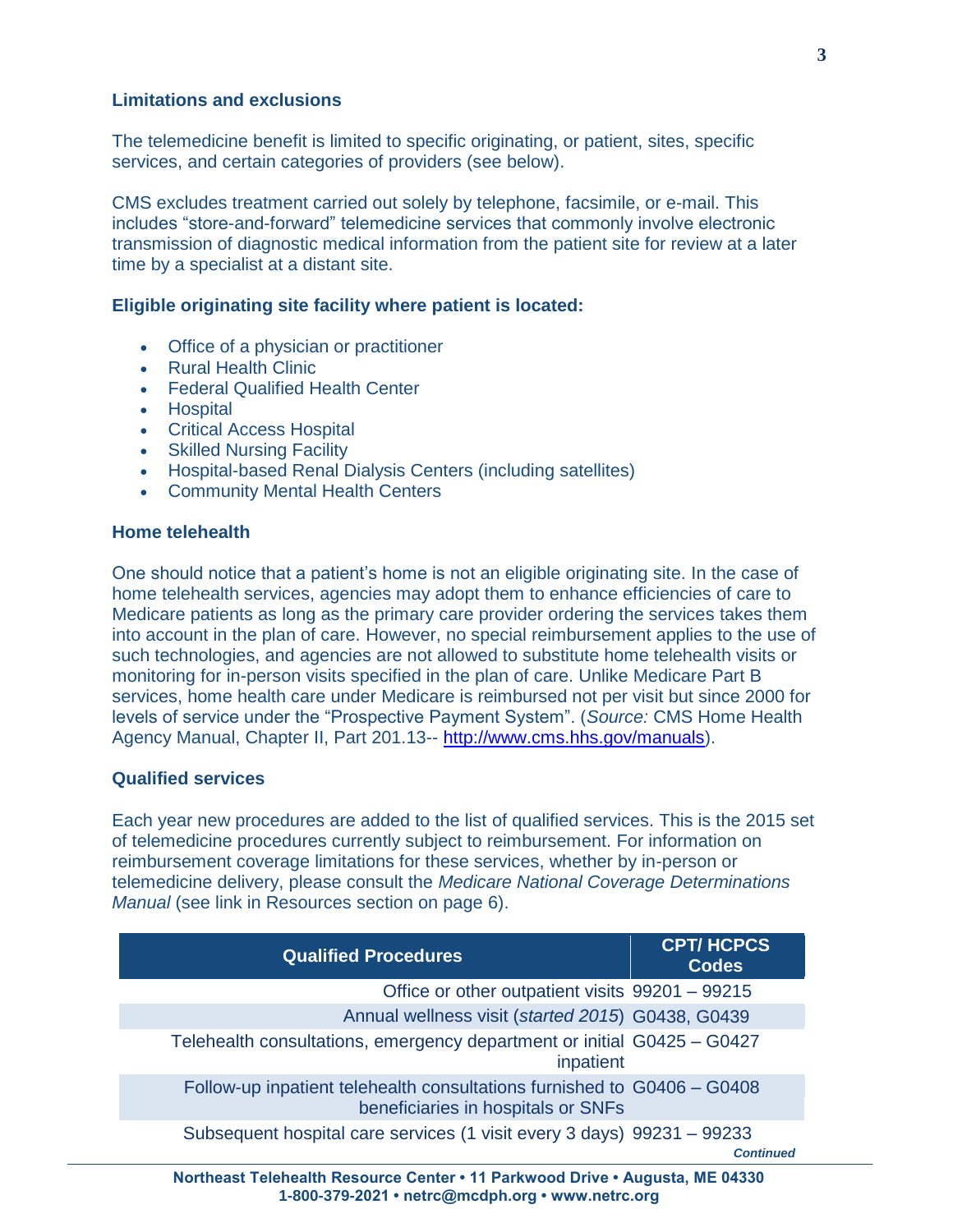### Limitations and exclusions

The telemedicine benefit is limited to specific originating, or patient, sites, specific services, and certain categories of providers (see below).

CMS excludes treatment carried out solely by telephone, facsimile, or e-mail. This includes "store-and-forward" telemedicine services that commonly involve electronic transmission of diagnostic medical information from the patient site for review at a later time by a specialist at a distant site.

### Eligible originating site facility where patient is located:

- Office of a physician or practitioner
- Rural Health Clinic
- Federal Qualified Health Center
- Hospital
- Critical Access Hospital
- Skilled Nursing Facility
- Hospital-based Renal Dialysis Centers (including satellites)
- Community Mental Health Centers

### Home telehealth

One should notice that a patient's home is not an eligible originating site. In the case of home telehealth services, agencies may adopt them to enhance efficiencies of care to Medicare patients as long as the primary care provider ordering the services takes them into account in the plan of care. However, no special reimbursement applies to the use of such technologies, and agencies are not allowed to substitute home telehealth visits or monitoring for in-person visits specified in the plan of care. Unlike Medicare Part B services, home health care under Medicare is reimbursed not per visit but since 2000 for levels of service under the "Prospective Payment System". (*Source:* CMS Home Health Agency Manual, Chapter II, Part 201.13-- [http://www.cms.hhs.gov/manuals](http://www.cms.hhs.gov/manuals)).

### Qualified services

Each year new procedures are added to the list of qualified services. This is the 2015 set of telemedicine procedures currently subject to reimbursement. For information on reimbursement coverage limitations for these services, whether by in-person or telemedicine delivery, please consult the *Medicare National Coverage Determinations Manual* (see link in Resources section on page 6).

| Qualified Procedures | CPT/ HCPCS Codes |
|---:|---|
| Office or other outpatient visits | 99201 – 99215 |
| Annual wellness visit (*started 2015*) | G0438, G0439 |
| Telehealth consultations, emergency department or initial inpatient | G0425 – G0427 |
| Follow-up inpatient telehealth consultations furnished to beneficiaries in hospitals or SNFs | G0406 – G0408 |
| Subsequent hospital care services (1 visit every 3 days) | 99231 – 99233 |

***Continued***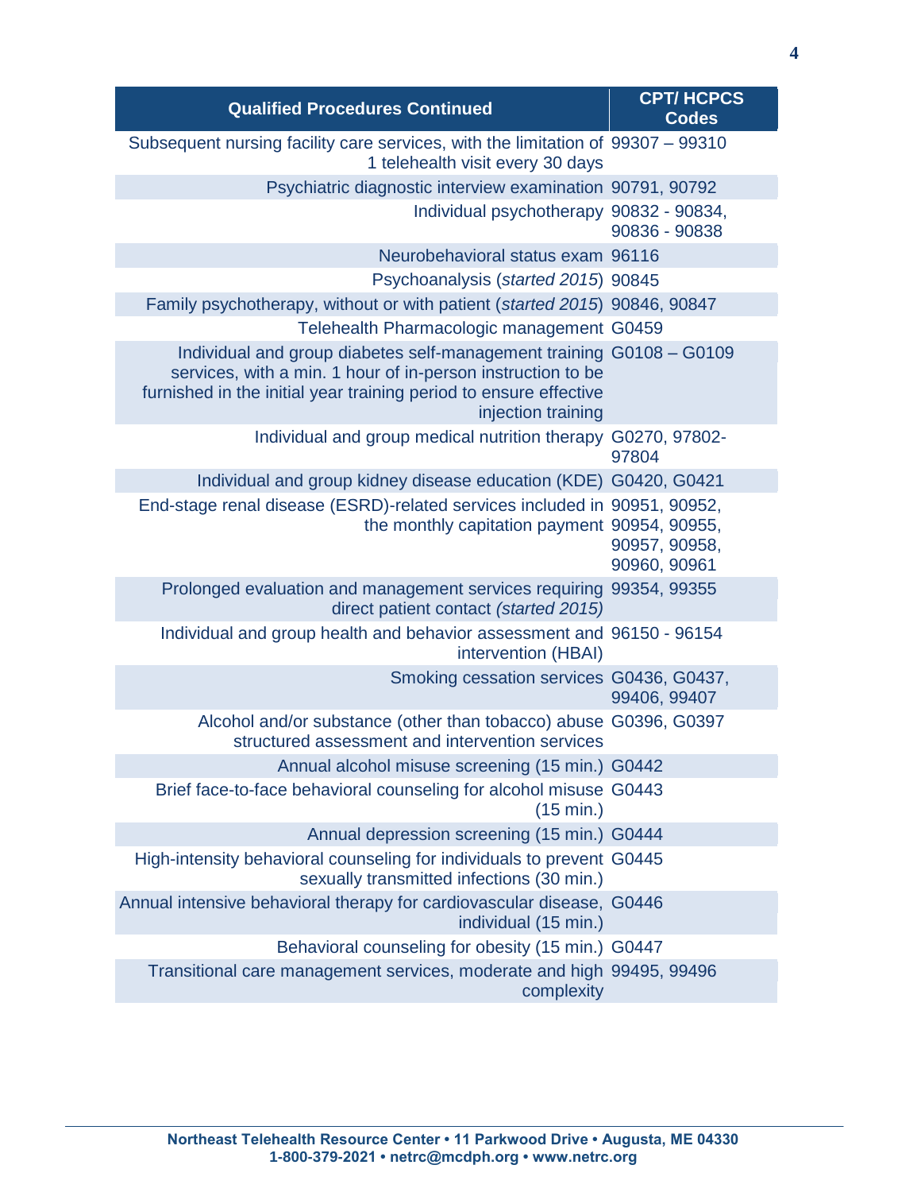| Qualified Procedures Continued | CPT/ HCPCS Codes |
| --- | --- |
| Subsequent nursing facility care services, with the limitation of 1 telehealth visit every 30 days | 99307 – 99310 |
| Psychiatric diagnostic interview examination | 90791, 90792 |
| Individual psychotherapy | 90832 - 90834, 90836 - 90838 |
| Neurobehavioral status exam | 96116 |
| Psychoanalysis (*started 2015*) | 90845 |
| Family psychotherapy, without or with patient (*started 2015*) | 90846, 90847 |
| Telehealth Pharmacologic management | G0459 |
| Individual and group diabetes self-management training services, with a min. 1 hour of in-person instruction to be furnished in the initial year training period to ensure effective injection training | G0108 – G0109 |
| Individual and group medical nutrition therapy | G0270, 97802-97804 |
| Individual and group kidney disease education (KDE) | G0420, G0421 |
| End-stage renal disease (ESRD)-related services included in the monthly capitation payment | 90951, 90952, 90954, 90955, 90957, 90958, 90960, 90961 |
| Prolonged evaluation and management services requiring direct patient contact *(started 2015)* | 99354, 99355 |
| Individual and group health and behavior assessment and intervention (HBAI) | 96150 - 96154 |
| Smoking cessation services | G0436, G0437, 99406, 99407 |
| Alcohol and/or substance (other than tobacco) abuse structured assessment and intervention services | G0396, G0397 |
| Annual alcohol misuse screening (15 min.) | G0442 |
| Brief face-to-face behavioral counseling for alcohol misuse (15 min.) | G0443 |
| Annual depression screening (15 min.) | G0444 |
| High-intensity behavioral counseling for individuals to prevent sexually transmitted infections (30 min.) | G0445 |
| Annual intensive behavioral therapy for cardiovascular disease, individual (15 min.) | G0446 |
| Behavioral counseling for obesity (15 min.) | G0447 |
| Transitional care management services, moderate and high complexity | 99495, 99496 |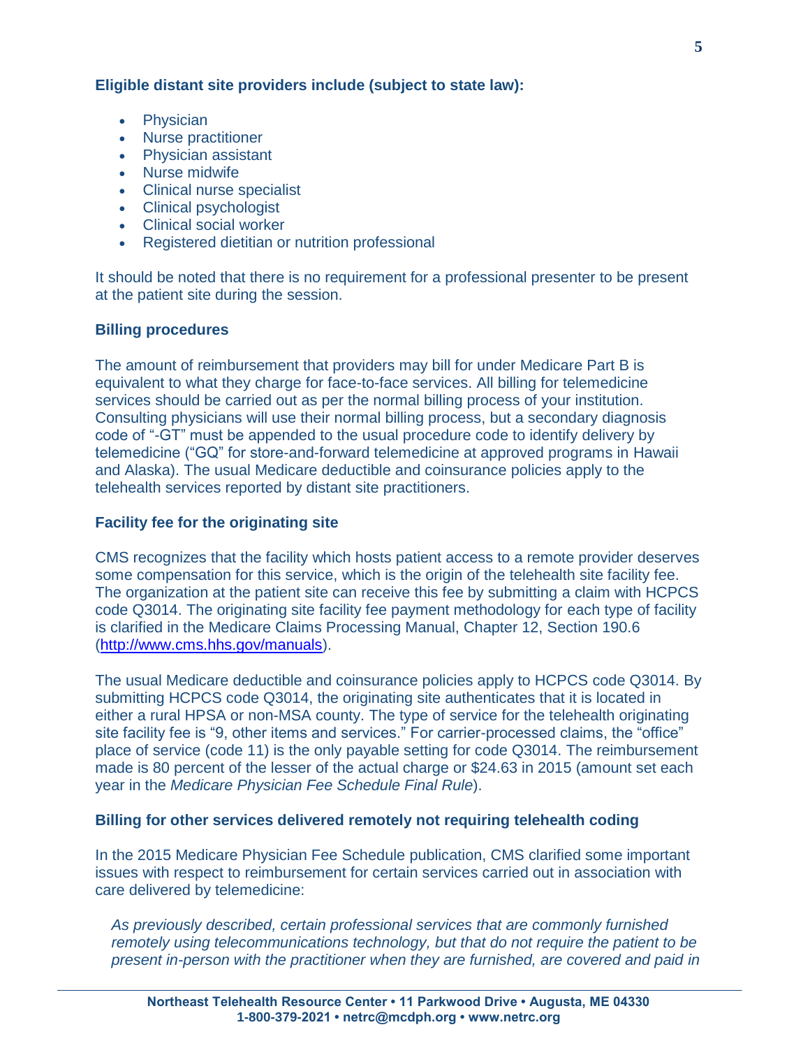**Eligible distant site providers include (subject to state law):**

- Physician
- Nurse practitioner
- Physician assistant
- Nurse midwife
- Clinical nurse specialist
- Clinical psychologist
- Clinical social worker
- Registered dietitian or nutrition professional

It should be noted that there is no requirement for a professional presenter to be present at the patient site during the session.

**Billing procedures**

The amount of reimbursement that providers may bill for under Medicare Part B is equivalent to what they charge for face-to-face services. All billing for telemedicine services should be carried out as per the normal billing process of your institution. Consulting physicians will use their normal billing process, but a secondary diagnosis code of "-GT" must be appended to the usual procedure code to identify delivery by telemedicine ("GQ" for store-and-forward telemedicine at approved programs in Hawaii and Alaska). The usual Medicare deductible and coinsurance policies apply to the telehealth services reported by distant site practitioners.

**Facility fee for the originating site**

CMS recognizes that the facility which hosts patient access to a remote provider deserves some compensation for this service, which is the origin of the telehealth site facility fee. The organization at the patient site can receive this fee by submitting a claim with HCPCS code Q3014. The originating site facility fee payment methodology for each type of facility is clarified in the Medicare Claims Processing Manual, Chapter 12, Section 190.6 (http://www.cms.hhs.gov/manuals).

The usual Medicare deductible and coinsurance policies apply to HCPCS code Q3014. By submitting HCPCS code Q3014, the originating site authenticates that it is located in either a rural HPSA or non-MSA county. The type of service for the telehealth originating site facility fee is "9, other items and services." For carrier-processed claims, the "office" place of service (code 11) is the only payable setting for code Q3014. The reimbursement made is 80 percent of the lesser of the actual charge or $24.63 in 2015 (amount set each year in the *Medicare Physician Fee Schedule Final Rule*).

**Billing for other services delivered remotely not requiring telehealth coding**

In the 2015 Medicare Physician Fee Schedule publication, CMS clarified some important issues with respect to reimbursement for certain services carried out in association with care delivered by telemedicine:

> *As previously described, certain professional services that are commonly furnished remotely using telecommunications technology, but that do not require the patient to be present in-person with the practitioner when they are furnished, are covered and paid in*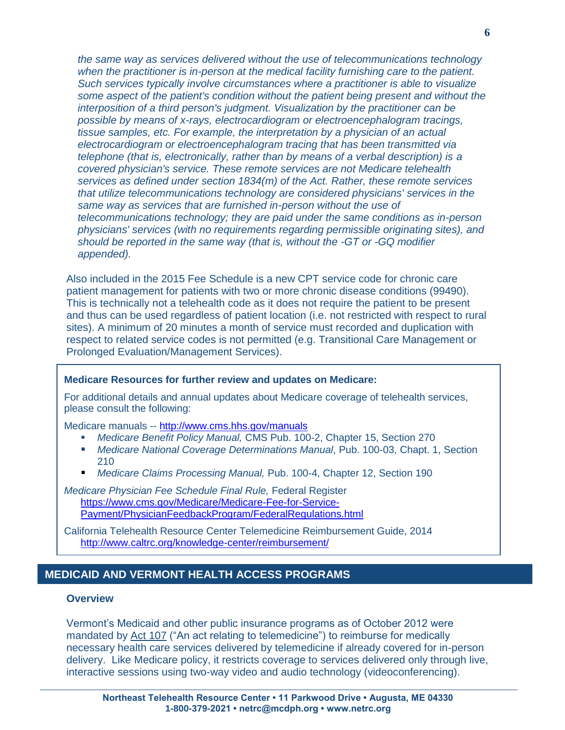*the same way as services delivered without the use of telecommunications technology when the practitioner is in-person at the medical facility furnishing care to the patient. Such services typically involve circumstances where a practitioner is able to visualize some aspect of the patient's condition without the patient being present and without the interposition of a third person's judgment. Visualization by the practitioner can be possible by means of x-rays, electrocardiogram or electroencephalogram tracings, tissue samples, etc. For example, the interpretation by a physician of an actual electrocardiogram or electroencephalogram tracing that has been transmitted via telephone (that is, electronically, rather than by means of a verbal description) is a covered physician's service. These remote services are not Medicare telehealth services as defined under section 1834(m) of the Act. Rather, these remote services that utilize telecommunications technology are considered physicians' services in the same way as services that are furnished in-person without the use of telecommunications technology; they are paid under the same conditions as in-person physicians' services (with no requirements regarding permissible originating sites), and should be reported in the same way (that is, without the -GT or -GQ modifier appended).*

Also included in the 2015 Fee Schedule is a new CPT service code for chronic care patient management for patients with two or more chronic disease conditions (99490). This is technically not a telehealth code as it does not require the patient to be present and thus can be used regardless of patient location (i.e. not restricted with respect to rural sites). A minimum of 20 minutes a month of service must recorded and duplication with respect to related service codes is not permitted (e.g. Transitional Care Management or Prolonged Evaluation/Management Services).

**Medicare Resources for further review and updates on Medicare:**

For additional details and annual updates about Medicare coverage of telehealth services, please consult the following:

Medicare manuals -- http://www.cms.hhs.gov/manuals

- *Medicare Benefit Policy Manual,* CMS Pub. 100-2, Chapter 15, Section 270
- *Medicare National Coverage Determinations Manual*, Pub. 100-03, Chapt. 1, Section 210
- *Medicare Claims Processing Manual,* Pub. 100-4, Chapter 12, Section 190

*Medicare Physician Fee Schedule Final Rule,* Federal Register
https://www.cms.gov/Medicare/Medicare-Fee-for-Service-Payment/PhysicianFeedbackProgram/FederalRegulations.html

California Telehealth Resource Center Telemedicine Reimbursement Guide, 2014
http://www.caltrc.org/knowledge-center/reimbursement/

## MEDICAID AND VERMONT HEALTH ACCESS PROGRAMS

### Overview

Vermont's Medicaid and other public insurance programs as of October 2012 were mandated by Act 107 ("An act relating to telemedicine") to reimburse for medically necessary health care services delivered by telemedicine if already covered for in-person delivery. Like Medicare policy, it restricts coverage to services delivered only through live, interactive sessions using two-way video and audio technology (videoconferencing).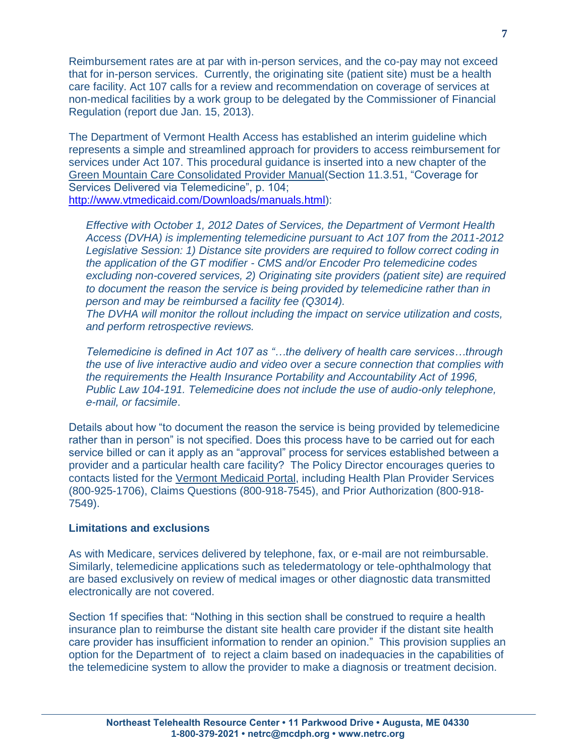Reimbursement rates are at par with in-person services, and the co-pay may not exceed that for in-person services. Currently, the originating site (patient site) must be a health care facility. Act 107 calls for a review and recommendation on coverage of services at non-medical facilities by a work group to be delegated by the Commissioner of Financial Regulation (report due Jan. 15, 2013).

The Department of Vermont Health Access has established an interim guideline which represents a simple and streamlined approach for providers to access reimbursement for services under Act 107. This procedural guidance is inserted into a new chapter of the Green Mountain Care Consolidated Provider Manual(Section 11.3.51, "Coverage for Services Delivered via Telemedicine", p. 104; http://www.vtmedicaid.com/Downloads/manuals.html):

> *Effective with October 1, 2012 Dates of Services, the Department of Vermont Health Access (DVHA) is implementing telemedicine pursuant to Act 107 from the 2011-2012 Legislative Session: 1) Distance site providers are required to follow correct coding in the application of the GT modifier - CMS and/or Encoder Pro telemedicine codes excluding non-covered services, 2) Originating site providers (patient site) are required to document the reason the service is being provided by telemedicine rather than in person and may be reimbursed a facility fee (Q3014).*
> *The DVHA will monitor the rollout including the impact on service utilization and costs, and perform retrospective reviews.*
>
> *Telemedicine is defined in Act 107 as "…the delivery of health care services…through the use of live interactive audio and video over a secure connection that complies with the requirements the Health Insurance Portability and Accountability Act of 1996, Public Law 104-191. Telemedicine does not include the use of audio-only telephone, e-mail, or facsimile*.

Details about how "to document the reason the service is being provided by telemedicine rather than in person" is not specified. Does this process have to be carried out for each service billed or can it apply as an "approval" process for services established between a provider and a particular health care facility? The Policy Director encourages queries to contacts listed for the Vermont Medicaid Portal, including Health Plan Provider Services (800-925-1706), Claims Questions (800-918-7545), and Prior Authorization (800-918-7549).

**Limitations and exclusions**

As with Medicare, services delivered by telephone, fax, or e-mail are not reimbursable. Similarly, telemedicine applications such as teledermatology or tele-ophthalmology that are based exclusively on review of medical images or other diagnostic data transmitted electronically are not covered.

Section 1f specifies that: "Nothing in this section shall be construed to require a health insurance plan to reimburse the distant site health care provider if the distant site health care provider has insufficient information to render an opinion." This provision supplies an option for the Department of to reject a claim based on inadequacies in the capabilities of the telemedicine system to allow the provider to make a diagnosis or treatment decision.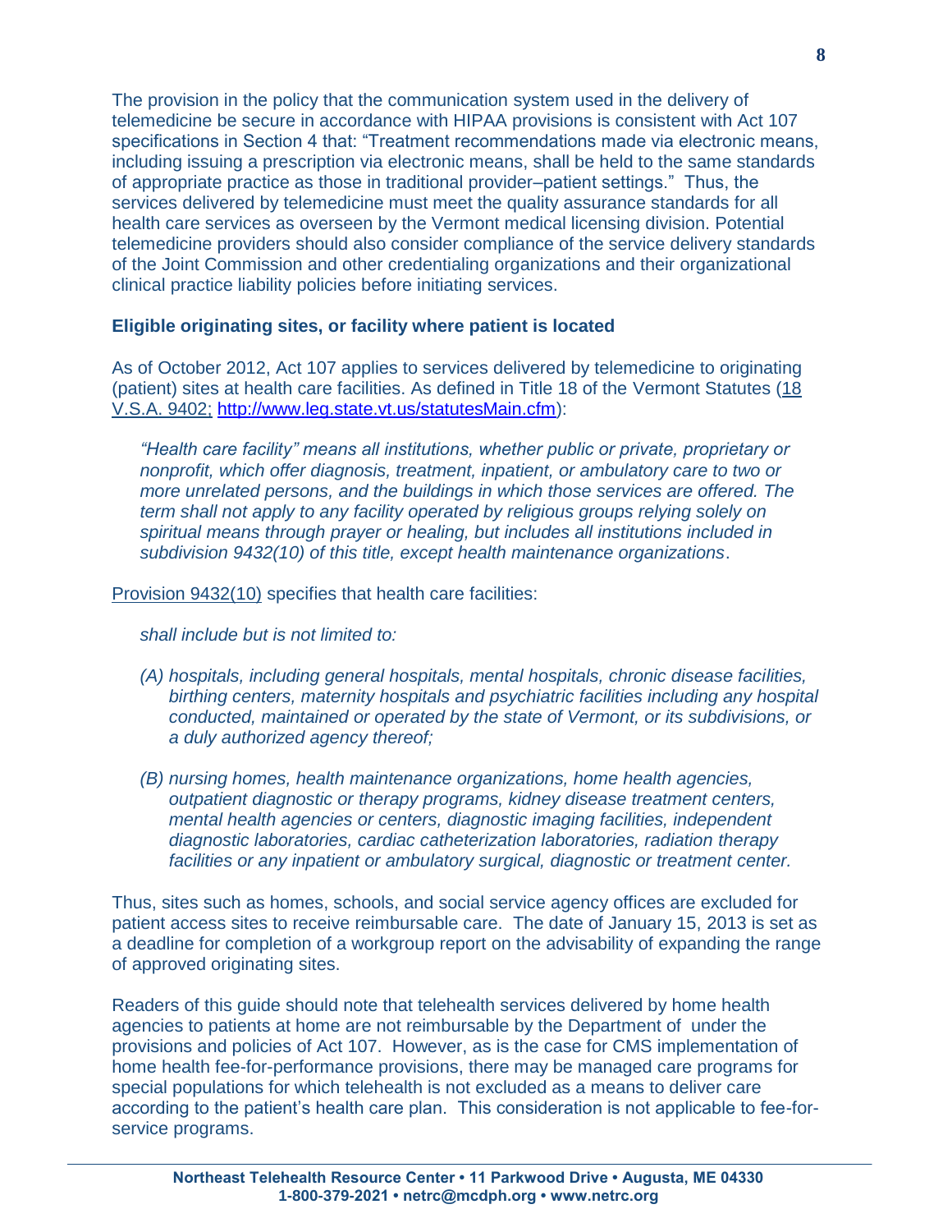The provision in the policy that the communication system used in the delivery of telemedicine be secure in accordance with HIPAA provisions is consistent with Act 107 specifications in Section 4 that: "Treatment recommendations made via electronic means, including issuing a prescription via electronic means, shall be held to the same standards of appropriate practice as those in traditional provider–patient settings." Thus, the services delivered by telemedicine must meet the quality assurance standards for all health care services as overseen by the Vermont medical licensing division. Potential telemedicine providers should also consider compliance of the service delivery standards of the Joint Commission and other credentialing organizations and their organizational clinical practice liability policies before initiating services.

### Eligible originating sites, or facility where patient is located

As of October 2012, Act 107 applies to services delivered by telemedicine to originating (patient) sites at health care facilities. As defined in Title 18 of the Vermont Statutes (18 V.S.A. 9402; http://www.leg.state.vt.us/statutesMain.cfm):

> *"Health care facility" means all institutions, whether public or private, proprietary or nonprofit, which offer diagnosis, treatment, inpatient, or ambulatory care to two or more unrelated persons, and the buildings in which those services are offered. The term shall not apply to any facility operated by religious groups relying solely on spiritual means through prayer or healing, but includes all institutions included in subdivision 9432(10) of this title, except health maintenance organizations*.

Provision 9432(10) specifies that health care facilities:

> *shall include but is not limited to:*
>
> *(A) hospitals, including general hospitals, mental hospitals, chronic disease facilities, birthing centers, maternity hospitals and psychiatric facilities including any hospital conducted, maintained or operated by the state of Vermont, or its subdivisions, or a duly authorized agency thereof;*
>
> *(B) nursing homes, health maintenance organizations, home health agencies, outpatient diagnostic or therapy programs, kidney disease treatment centers, mental health agencies or centers, diagnostic imaging facilities, independent diagnostic laboratories, cardiac catheterization laboratories, radiation therapy facilities or any inpatient or ambulatory surgical, diagnostic or treatment center.*

Thus, sites such as homes, schools, and social service agency offices are excluded for patient access sites to receive reimbursable care. The date of January 15, 2013 is set as a deadline for completion of a workgroup report on the advisability of expanding the range of approved originating sites.

Readers of this guide should note that telehealth services delivered by home health agencies to patients at home are not reimbursable by the Department of under the provisions and policies of Act 107. However, as is the case for CMS implementation of home health fee-for-performance provisions, there may be managed care programs for special populations for which telehealth is not excluded as a means to deliver care according to the patient's health care plan. This consideration is not applicable to fee-for-service programs.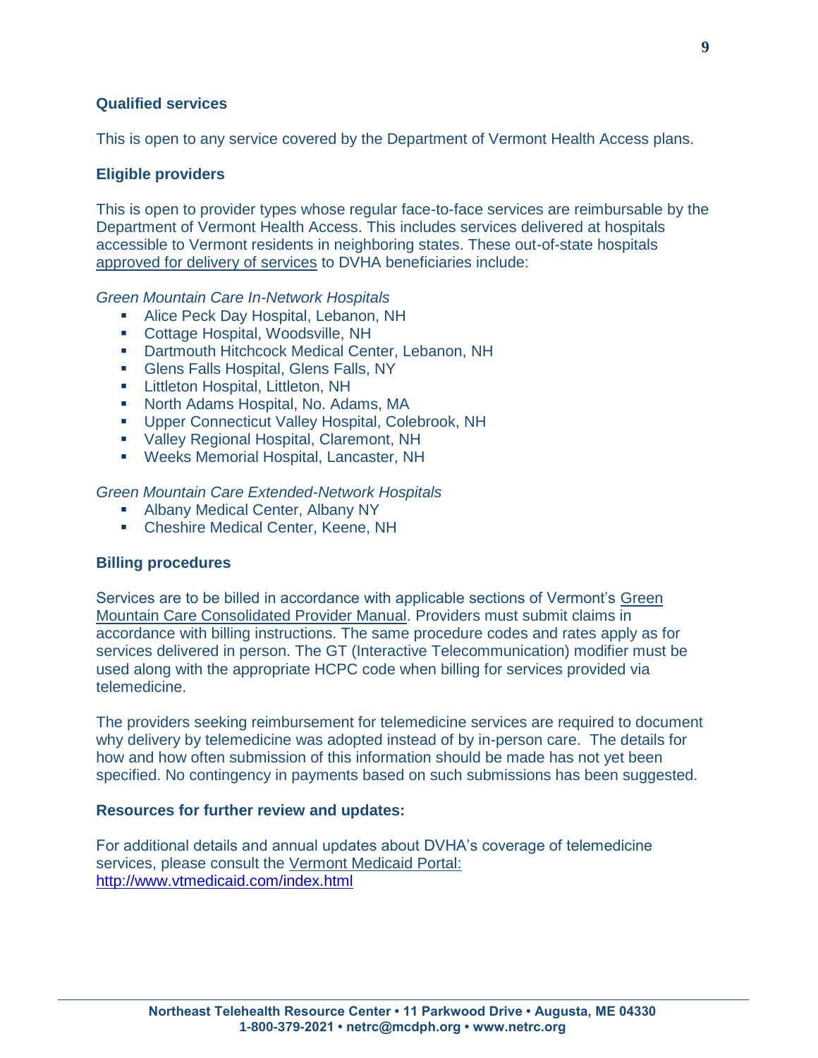### Qualified services

This is open to any service covered by the Department of Vermont Health Access plans.

### Eligible providers

This is open to provider types whose regular face-to-face services are reimbursable by the Department of Vermont Health Access. This includes services delivered at hospitals accessible to Vermont residents in neighboring states. These out-of-state hospitals approved for delivery of services to DVHA beneficiaries include:

*Green Mountain Care In-Network Hospitals*

- Alice Peck Day Hospital, Lebanon, NH
- Cottage Hospital, Woodsville, NH
- Dartmouth Hitchcock Medical Center, Lebanon, NH
- Glens Falls Hospital, Glens Falls, NY
- Littleton Hospital, Littleton, NH
- North Adams Hospital, No. Adams, MA
- Upper Connecticut Valley Hospital, Colebrook, NH
- Valley Regional Hospital, Claremont, NH
- Weeks Memorial Hospital, Lancaster, NH

*Green Mountain Care Extended-Network Hospitals*

- Albany Medical Center, Albany NY
- Cheshire Medical Center, Keene, NH

### Billing procedures

Services are to be billed in accordance with applicable sections of Vermont's Green Mountain Care Consolidated Provider Manual. Providers must submit claims in accordance with billing instructions. The same procedure codes and rates apply as for services delivered in person. The GT (Interactive Telecommunication) modifier must be used along with the appropriate HCPC code when billing for services provided via telemedicine.

The providers seeking reimbursement for telemedicine services are required to document why delivery by telemedicine was adopted instead of by in-person care. The details for how and how often submission of this information should be made has not yet been specified. No contingency in payments based on such submissions has been suggested.

### Resources for further review and updates:

For additional details and annual updates about DVHA's coverage of telemedicine services, please consult the Vermont Medicaid Portal: http://www.vtmedicaid.com/index.html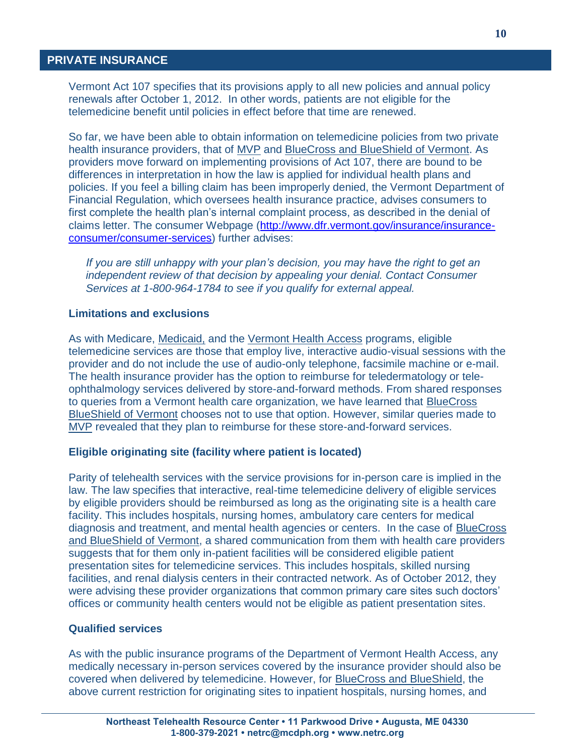## PRIVATE INSURANCE

Vermont Act 107 specifies that its provisions apply to all new policies and annual policy renewals after October 1, 2012. In other words, patients are not eligible for the telemedicine benefit until policies in effect before that time are renewed.

So far, we have been able to obtain information on telemedicine policies from two private health insurance providers, that of MVP and BlueCross and BlueShield of Vermont. As providers move forward on implementing provisions of Act 107, there are bound to be differences in interpretation in how the law is applied for individual health plans and policies. If you feel a billing claim has been improperly denied, the Vermont Department of Financial Regulation, which oversees health insurance practice, advises consumers to first complete the health plan's internal complaint process, as described in the denial of claims letter. The consumer Webpage (http://www.dfr.vermont.gov/insurance/insurance-consumer/consumer-services) further advises:

> *If you are still unhappy with your plan's decision, you may have the right to get an independent review of that decision by appealing your denial. Contact Consumer Services at 1-800-964-1784 to see if you qualify for external appeal.*

### Limitations and exclusions

As with Medicare, Medicaid, and the Vermont Health Access programs, eligible telemedicine services are those that employ live, interactive audio-visual sessions with the provider and do not include the use of audio-only telephone, facsimile machine or e-mail. The health insurance provider has the option to reimburse for teledermatology or tele-ophthalmology services delivered by store-and-forward methods. From shared responses to queries from a Vermont health care organization, we have learned that BlueCross BlueShield of Vermont chooses not to use that option. However, similar queries made to MVP revealed that they plan to reimburse for these store-and-forward services.

### Eligible originating site (facility where patient is located)

Parity of telehealth services with the service provisions for in-person care is implied in the law. The law specifies that interactive, real-time telemedicine delivery of eligible services by eligible providers should be reimbursed as long as the originating site is a health care facility. This includes hospitals, nursing homes, ambulatory care centers for medical diagnosis and treatment, and mental health agencies or centers. In the case of BlueCross and BlueShield of Vermont, a shared communication from them with health care providers suggests that for them only in-patient facilities will be considered eligible patient presentation sites for telemedicine services. This includes hospitals, skilled nursing facilities, and renal dialysis centers in their contracted network. As of October 2012, they were advising these provider organizations that common primary care sites such doctors' offices or community health centers would not be eligible as patient presentation sites.

### Qualified services

As with the public insurance programs of the Department of Vermont Health Access, any medically necessary in-person services covered by the insurance provider should also be covered when delivered by telemedicine. However, for BlueCross and BlueShield, the above current restriction for originating sites to inpatient hospitals, nursing homes, and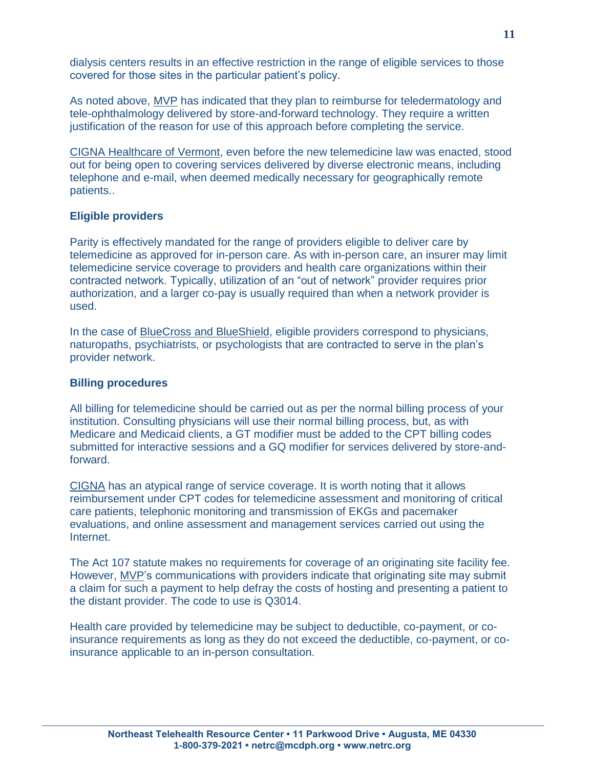dialysis centers results in an effective restriction in the range of eligible services to those covered for those sites in the particular patient's policy.

As noted above, MVP has indicated that they plan to reimburse for teledermatology and tele-ophthalmology delivered by store-and-forward technology. They require a written justification of the reason for use of this approach before completing the service.

CIGNA Healthcare of Vermont, even before the new telemedicine law was enacted, stood out for being open to covering services delivered by diverse electronic means, including telephone and e-mail, when deemed medically necessary for geographically remote patients..

### Eligible providers

Parity is effectively mandated for the range of providers eligible to deliver care by telemedicine as approved for in-person care. As with in-person care, an insurer may limit telemedicine service coverage to providers and health care organizations within their contracted network. Typically, utilization of an "out of network" provider requires prior authorization, and a larger co-pay is usually required than when a network provider is used.

In the case of BlueCross and BlueShield, eligible providers correspond to physicians, naturopaths, psychiatrists, or psychologists that are contracted to serve in the plan's provider network.

### Billing procedures

All billing for telemedicine should be carried out as per the normal billing process of your institution. Consulting physicians will use their normal billing process, but, as with Medicare and Medicaid clients, a GT modifier must be added to the CPT billing codes submitted for interactive sessions and a GQ modifier for services delivered by store-and-forward.

CIGNA has an atypical range of service coverage. It is worth noting that it allows reimbursement under CPT codes for telemedicine assessment and monitoring of critical care patients, telephonic monitoring and transmission of EKGs and pacemaker evaluations, and online assessment and management services carried out using the Internet.

The Act 107 statute makes no requirements for coverage of an originating site facility fee. However, MVP's communications with providers indicate that originating site may submit a claim for such a payment to help defray the costs of hosting and presenting a patient to the distant provider. The code to use is Q3014.

Health care provided by telemedicine may be subject to deductible, co-payment, or co-insurance requirements as long as they do not exceed the deductible, co-payment, or co-insurance applicable to an in-person consultation.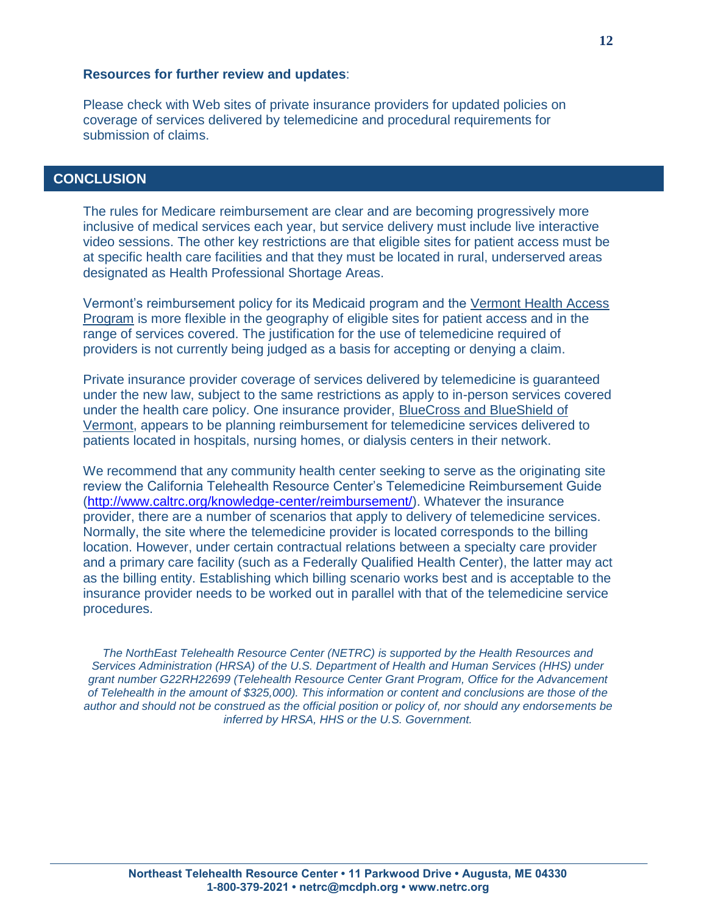**Resources for further review and updates**:

Please check with Web sites of private insurance providers for updated policies on coverage of services delivered by telemedicine and procedural requirements for submission of claims.

## CONCLUSION

The rules for Medicare reimbursement are clear and are becoming progressively more inclusive of medical services each year, but service delivery must include live interactive video sessions. The other key restrictions are that eligible sites for patient access must be at specific health care facilities and that they must be located in rural, underserved areas designated as Health Professional Shortage Areas.

Vermont's reimbursement policy for its Medicaid program and the Vermont Health Access Program is more flexible in the geography of eligible sites for patient access and in the range of services covered. The justification for the use of telemedicine required of providers is not currently being judged as a basis for accepting or denying a claim.

Private insurance provider coverage of services delivered by telemedicine is guaranteed under the new law, subject to the same restrictions as apply to in-person services covered under the health care policy. One insurance provider, BlueCross and BlueShield of Vermont, appears to be planning reimbursement for telemedicine services delivered to patients located in hospitals, nursing homes, or dialysis centers in their network.

We recommend that any community health center seeking to serve as the originating site review the California Telehealth Resource Center's Telemedicine Reimbursement Guide (http://www.caltrc.org/knowledge-center/reimbursement/). Whatever the insurance provider, there are a number of scenarios that apply to delivery of telemedicine services. Normally, the site where the telemedicine provider is located corresponds to the billing location. However, under certain contractual relations between a specialty care provider and a primary care facility (such as a Federally Qualified Health Center), the latter may act as the billing entity. Establishing which billing scenario works best and is acceptable to the insurance provider needs to be worked out in parallel with that of the telemedicine service procedures.

*The NorthEast Telehealth Resource Center (NETRC) is supported by the Health Resources and Services Administration (HRSA) of the U.S. Department of Health and Human Services (HHS) under grant number G22RH22699 (Telehealth Resource Center Grant Program, Office for the Advancement of Telehealth in the amount of $325,000). This information or content and conclusions are those of the author and should not be construed as the official position or policy of, nor should any endorsements be inferred by HRSA, HHS or the U.S. Government.*